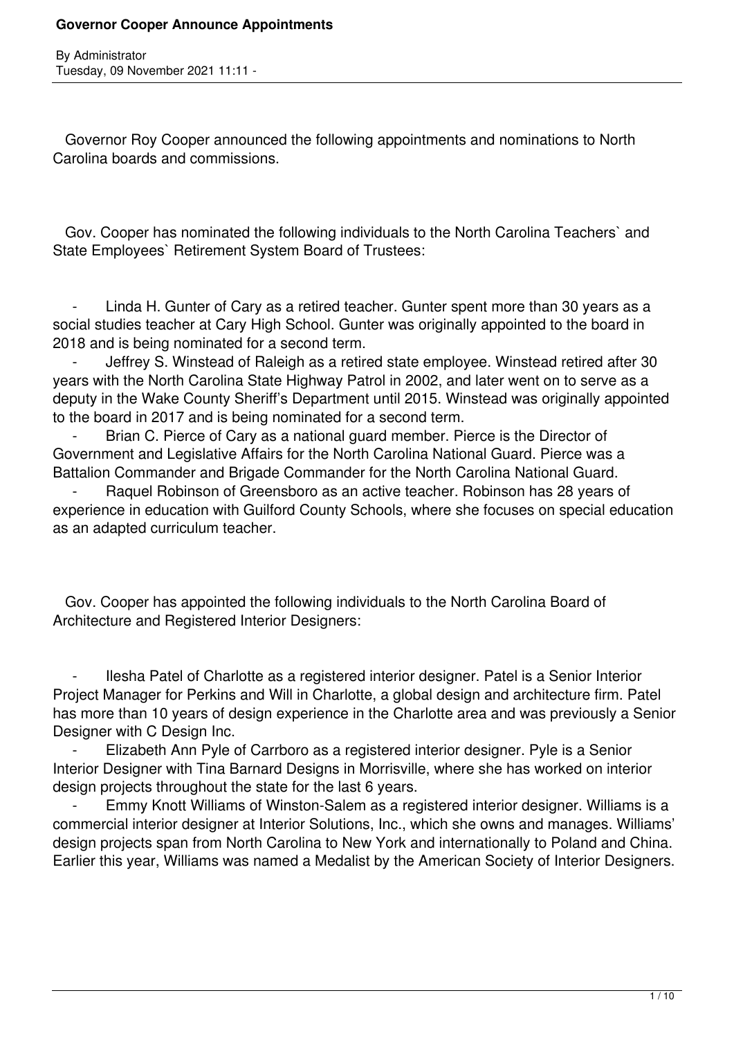# Governor Cooper Announce Appointments

By Administrator
Tuesday, 09 November 2021 11:11 -

Governor Roy Cooper announced the following appointments and nominations to North Carolina boards and commissions.

Gov. Cooper has nominated the following individuals to the North Carolina Teachers` and State Employees` Retirement System Board of Trustees:

- Linda H. Gunter of Cary as a retired teacher. Gunter spent more than 30 years as a social studies teacher at Cary High School. Gunter was originally appointed to the board in 2018 and is being nominated for a second term.
- Jeffrey S. Winstead of Raleigh as a retired state employee. Winstead retired after 30 years with the North Carolina State Highway Patrol in 2002, and later went on to serve as a deputy in the Wake County Sheriff's Department until 2015. Winstead was originally appointed to the board in 2017 and is being nominated for a second term.
- Brian C. Pierce of Cary as a national guard member. Pierce is the Director of Government and Legislative Affairs for the North Carolina National Guard. Pierce was a Battalion Commander and Brigade Commander for the North Carolina National Guard.
- Raquel Robinson of Greensboro as an active teacher. Robinson has 28 years of experience in education with Guilford County Schools, where she focuses on special education as an adapted curriculum teacher.

Gov. Cooper has appointed the following individuals to the North Carolina Board of Architecture and Registered Interior Designers:

- Ilesha Patel of Charlotte as a registered interior designer. Patel is a Senior Interior Project Manager for Perkins and Will in Charlotte, a global design and architecture firm. Patel has more than 10 years of design experience in the Charlotte area and was previously a Senior Designer with C Design Inc.
- Elizabeth Ann Pyle of Carrboro as a registered interior designer. Pyle is a Senior Interior Designer with Tina Barnard Designs in Morrisville, where she has worked on interior design projects throughout the state for the last 6 years.
- Emmy Knott Williams of Winston-Salem as a registered interior designer. Williams is a commercial interior designer at Interior Solutions, Inc., which she owns and manages. Williams' design projects span from North Carolina to New York and internationally to Poland and China. Earlier this year, Williams was named a Medalist by the American Society of Interior Designers.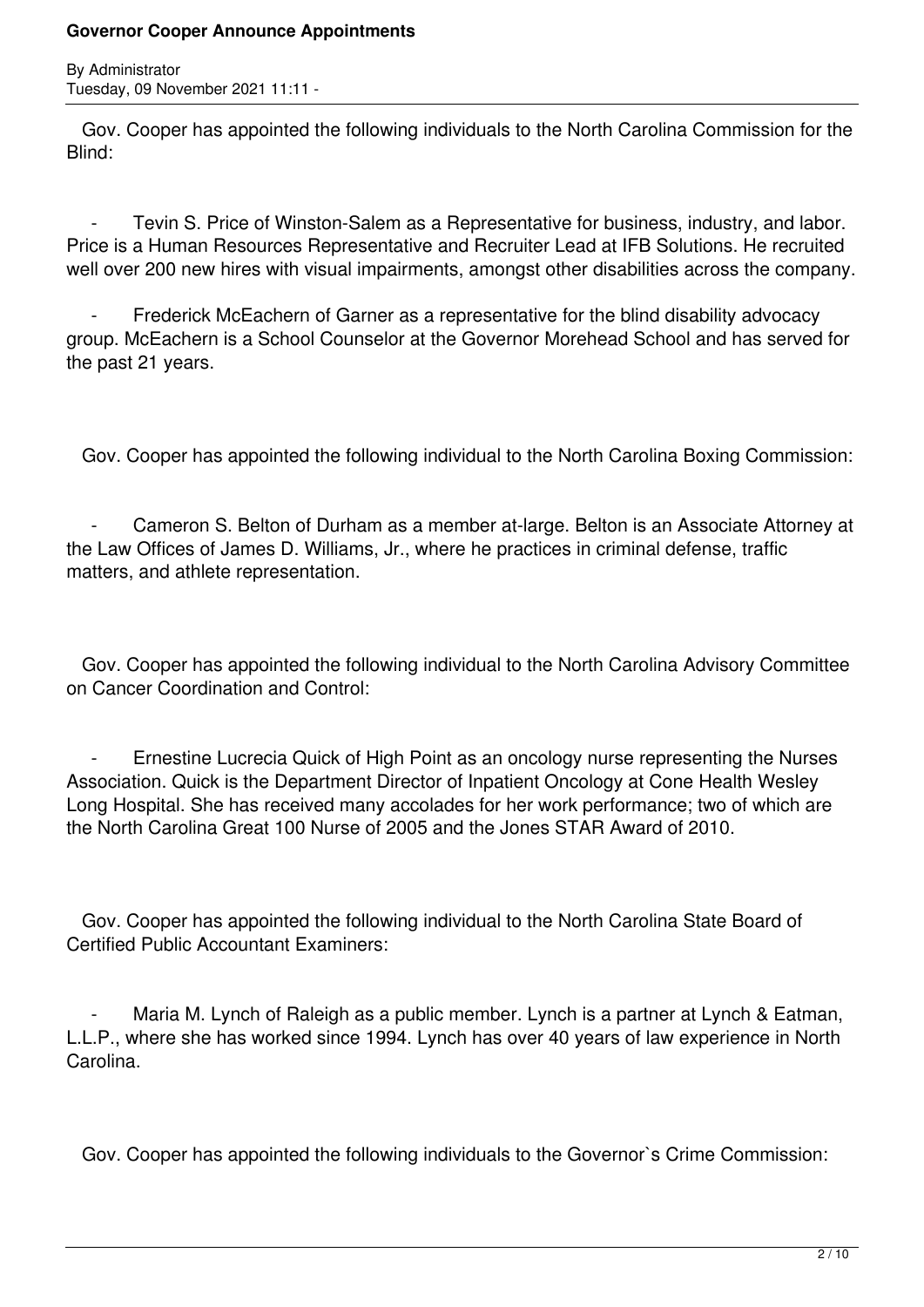Gov. Cooper has appointed the following individuals to the North Carolina Commission for the Blind:

- Tevin S. Price of Winston-Salem as a Representative for business, industry, and labor. Price is a Human Resources Representative and Recruiter Lead at IFB Solutions. He recruited well over 200 new hires with visual impairments, amongst other disabilities across the company.

- Frederick McEachern of Garner as a representative for the blind disability advocacy group. McEachern is a School Counselor at the Governor Morehead School and has served for the past 21 years.

Gov. Cooper has appointed the following individual to the North Carolina Boxing Commission:

- Cameron S. Belton of Durham as a member at-large. Belton is an Associate Attorney at the Law Offices of James D. Williams, Jr., where he practices in criminal defense, traffic matters, and athlete representation.

Gov. Cooper has appointed the following individual to the North Carolina Advisory Committee on Cancer Coordination and Control:

- Ernestine Lucrecia Quick of High Point as an oncology nurse representing the Nurses Association. Quick is the Department Director of Inpatient Oncology at Cone Health Wesley Long Hospital. She has received many accolades for her work performance; two of which are the North Carolina Great 100 Nurse of 2005 and the Jones STAR Award of 2010.

Gov. Cooper has appointed the following individual to the North Carolina State Board of Certified Public Accountant Examiners:

- Maria M. Lynch of Raleigh as a public member. Lynch is a partner at Lynch & Eatman, L.L.P., where she has worked since 1994. Lynch has over 40 years of law experience in North Carolina.

Gov. Cooper has appointed the following individuals to the Governor`s Crime Commission: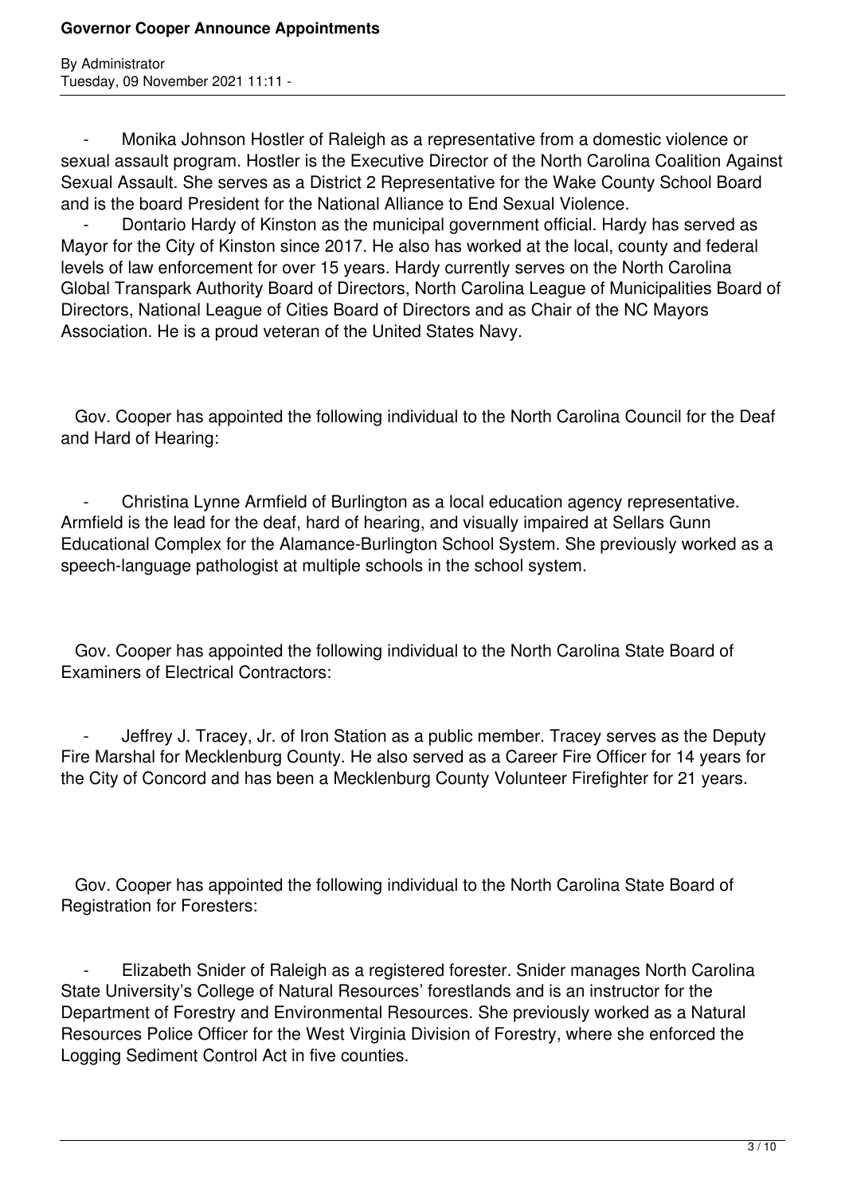- Monika Johnson Hostler of Raleigh as a representative from a domestic violence or sexual assault program. Hostler is the Executive Director of the North Carolina Coalition Against Sexual Assault. She serves as a District 2 Representative for the Wake County School Board and is the board President for the National Alliance to End Sexual Violence.
- Dontario Hardy of Kinston as the municipal government official. Hardy has served as Mayor for the City of Kinston since 2017. He also has worked at the local, county and federal levels of law enforcement for over 15 years. Hardy currently serves on the North Carolina Global Transpark Authority Board of Directors, North Carolina League of Municipalities Board of Directors, National League of Cities Board of Directors and as Chair of the NC Mayors Association. He is a proud veteran of the United States Navy.

Gov. Cooper has appointed the following individual to the North Carolina Council for the Deaf and Hard of Hearing:

- Christina Lynne Armfield of Burlington as a local education agency representative. Armfield is the lead for the deaf, hard of hearing, and visually impaired at Sellars Gunn Educational Complex for the Alamance-Burlington School System. She previously worked as a speech-language pathologist at multiple schools in the school system.

Gov. Cooper has appointed the following individual to the North Carolina State Board of Examiners of Electrical Contractors:

- Jeffrey J. Tracey, Jr. of Iron Station as a public member. Tracey serves as the Deputy Fire Marshal for Mecklenburg County. He also served as a Career Fire Officer for 14 years for the City of Concord and has been a Mecklenburg County Volunteer Firefighter for 21 years.

Gov. Cooper has appointed the following individual to the North Carolina State Board of Registration for Foresters:

- Elizabeth Snider of Raleigh as a registered forester. Snider manages North Carolina State University's College of Natural Resources' forestlands and is an instructor for the Department of Forestry and Environmental Resources. She previously worked as a Natural Resources Police Officer for the West Virginia Division of Forestry, where she enforced the Logging Sediment Control Act in five counties.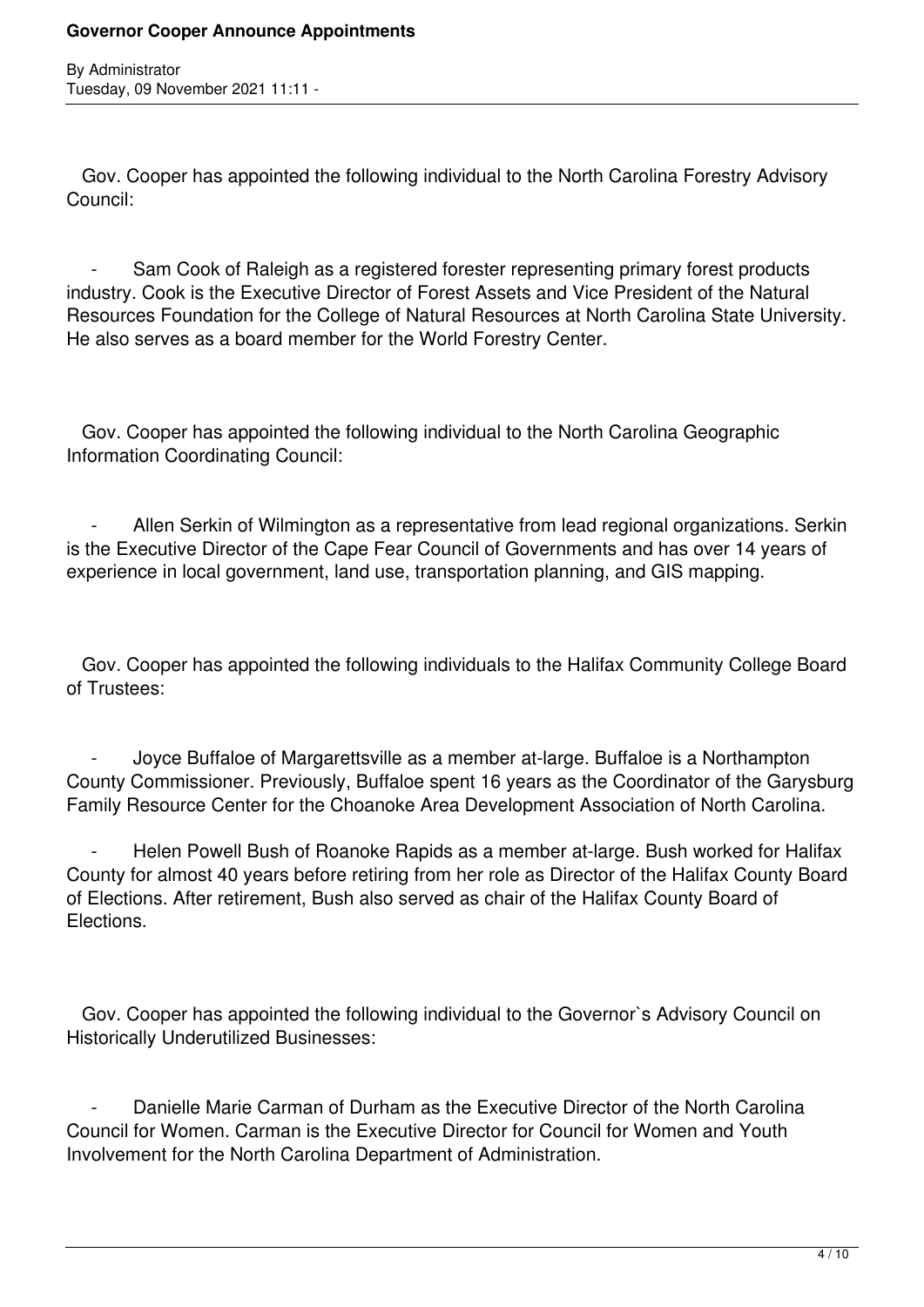Gov. Cooper has appointed the following individual to the North Carolina Forestry Advisory Council:

- Sam Cook of Raleigh as a registered forester representing primary forest products industry. Cook is the Executive Director of Forest Assets and Vice President of the Natural Resources Foundation for the College of Natural Resources at North Carolina State University. He also serves as a board member for the World Forestry Center.

Gov. Cooper has appointed the following individual to the North Carolina Geographic Information Coordinating Council:

- Allen Serkin of Wilmington as a representative from lead regional organizations. Serkin is the Executive Director of the Cape Fear Council of Governments and has over 14 years of experience in local government, land use, transportation planning, and GIS mapping.

Gov. Cooper has appointed the following individuals to the Halifax Community College Board of Trustees:

- Joyce Buffaloe of Margarettsville as a member at-large. Buffaloe is a Northampton County Commissioner. Previously, Buffaloe spent 16 years as the Coordinator of the Garysburg Family Resource Center for the Choanoke Area Development Association of North Carolina.
- Helen Powell Bush of Roanoke Rapids as a member at-large. Bush worked for Halifax County for almost 40 years before retiring from her role as Director of the Halifax County Board of Elections. After retirement, Bush also served as chair of the Halifax County Board of Elections.

Gov. Cooper has appointed the following individual to the Governor`s Advisory Council on Historically Underutilized Businesses:

- Danielle Marie Carman of Durham as the Executive Director of the North Carolina Council for Women. Carman is the Executive Director for Council for Women and Youth Involvement for the North Carolina Department of Administration.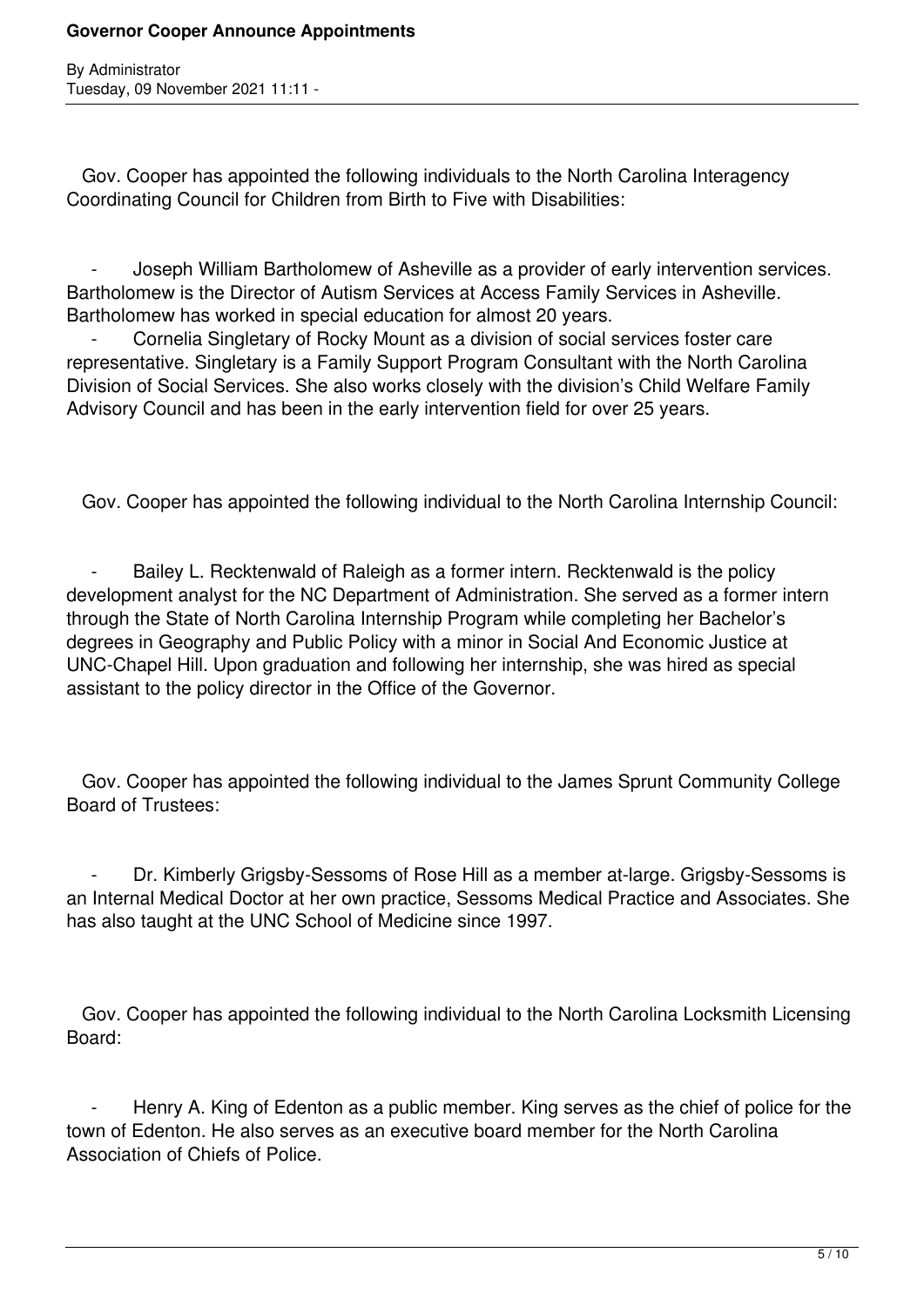Gov. Cooper has appointed the following individuals to the North Carolina Interagency Coordinating Council for Children from Birth to Five with Disabilities:

- Joseph William Bartholomew of Asheville as a provider of early intervention services. Bartholomew is the Director of Autism Services at Access Family Services in Asheville. Bartholomew has worked in special education for almost 20 years.
- Cornelia Singletary of Rocky Mount as a division of social services foster care representative. Singletary is a Family Support Program Consultant with the North Carolina Division of Social Services. She also works closely with the division's Child Welfare Family Advisory Council and has been in the early intervention field for over 25 years.

Gov. Cooper has appointed the following individual to the North Carolina Internship Council:

- Bailey L. Recktenwald of Raleigh as a former intern. Recktenwald is the policy development analyst for the NC Department of Administration. She served as a former intern through the State of North Carolina Internship Program while completing her Bachelor's degrees in Geography and Public Policy with a minor in Social And Economic Justice at UNC-Chapel Hill. Upon graduation and following her internship, she was hired as special assistant to the policy director in the Office of the Governor.

Gov. Cooper has appointed the following individual to the James Sprunt Community College Board of Trustees:

- Dr. Kimberly Grigsby-Sessoms of Rose Hill as a member at-large. Grigsby-Sessoms is an Internal Medical Doctor at her own practice, Sessoms Medical Practice and Associates. She has also taught at the UNC School of Medicine since 1997.

Gov. Cooper has appointed the following individual to the North Carolina Locksmith Licensing Board:

- Henry A. King of Edenton as a public member. King serves as the chief of police for the town of Edenton. He also serves as an executive board member for the North Carolina Association of Chiefs of Police.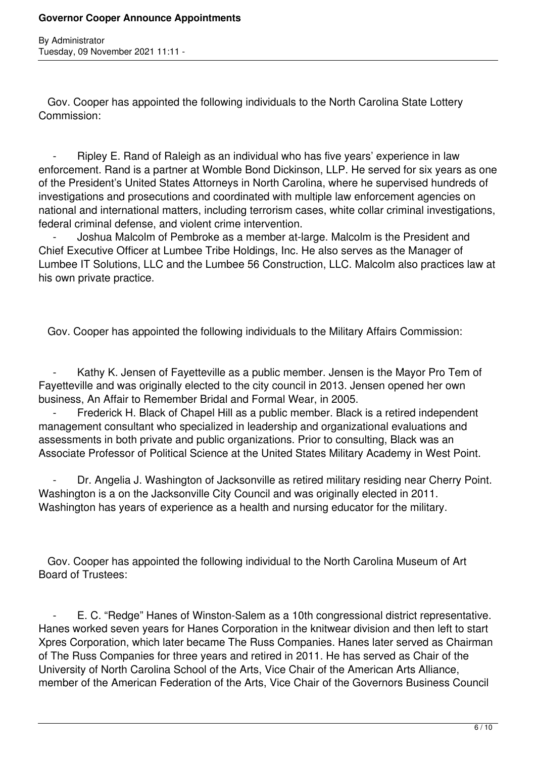Gov. Cooper has appointed the following individuals to the North Carolina State Lottery Commission:

- Ripley E. Rand of Raleigh as an individual who has five years' experience in law enforcement. Rand is a partner at Womble Bond Dickinson, LLP. He served for six years as one of the President's United States Attorneys in North Carolina, where he supervised hundreds of investigations and prosecutions and coordinated with multiple law enforcement agencies on national and international matters, including terrorism cases, white collar criminal investigations, federal criminal defense, and violent crime intervention.
- Joshua Malcolm of Pembroke as a member at-large. Malcolm is the President and Chief Executive Officer at Lumbee Tribe Holdings, Inc. He also serves as the Manager of Lumbee IT Solutions, LLC and the Lumbee 56 Construction, LLC. Malcolm also practices law at his own private practice.

Gov. Cooper has appointed the following individuals to the Military Affairs Commission:

- Kathy K. Jensen of Fayetteville as a public member. Jensen is the Mayor Pro Tem of Fayetteville and was originally elected to the city council in 2013. Jensen opened her own business, An Affair to Remember Bridal and Formal Wear, in 2005.
- Frederick H. Black of Chapel Hill as a public member. Black is a retired independent management consultant who specialized in leadership and organizational evaluations and assessments in both private and public organizations. Prior to consulting, Black was an Associate Professor of Political Science at the United States Military Academy in West Point.
- Dr. Angelia J. Washington of Jacksonville as retired military residing near Cherry Point. Washington is a on the Jacksonville City Council and was originally elected in 2011. Washington has years of experience as a health and nursing educator for the military.

Gov. Cooper has appointed the following individual to the North Carolina Museum of Art Board of Trustees:

- E. C. "Redge" Hanes of Winston-Salem as a 10th congressional district representative. Hanes worked seven years for Hanes Corporation in the knitwear division and then left to start Xpres Corporation, which later became The Russ Companies. Hanes later served as Chairman of The Russ Companies for three years and retired in 2011. He has served as Chair of the University of North Carolina School of the Arts, Vice Chair of the American Arts Alliance, member of the American Federation of the Arts, Vice Chair of the Governors Business Council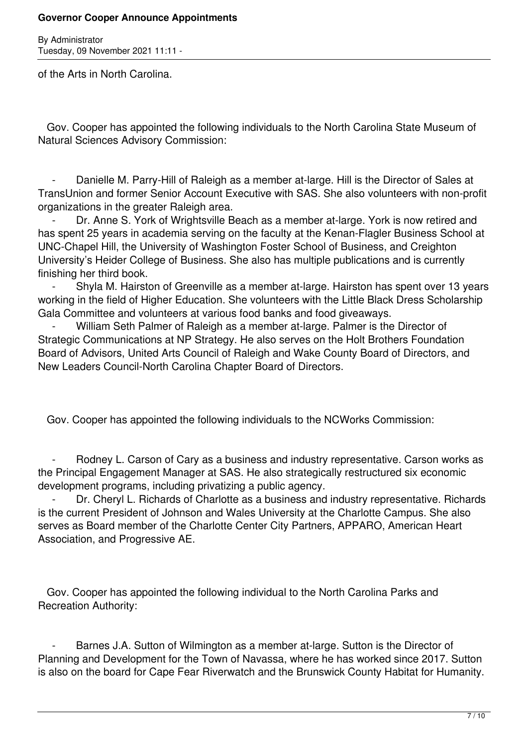of the Arts in North Carolina.

Gov. Cooper has appointed the following individuals to the North Carolina State Museum of Natural Sciences Advisory Commission:

- Danielle M. Parry-Hill of Raleigh as a member at-large. Hill is the Director of Sales at TransUnion and former Senior Account Executive with SAS. She also volunteers with non-profit organizations in the greater Raleigh area.
- Dr. Anne S. York of Wrightsville Beach as a member at-large. York is now retired and has spent 25 years in academia serving on the faculty at the Kenan-Flagler Business School at UNC-Chapel Hill, the University of Washington Foster School of Business, and Creighton University's Heider College of Business. She also has multiple publications and is currently finishing her third book.
- Shyla M. Hairston of Greenville as a member at-large. Hairston has spent over 13 years working in the field of Higher Education. She volunteers with the Little Black Dress Scholarship Gala Committee and volunteers at various food banks and food giveaways.
- William Seth Palmer of Raleigh as a member at-large. Palmer is the Director of Strategic Communications at NP Strategy. He also serves on the Holt Brothers Foundation Board of Advisors, United Arts Council of Raleigh and Wake County Board of Directors, and New Leaders Council-North Carolina Chapter Board of Directors.

Gov. Cooper has appointed the following individuals to the NCWorks Commission:

- Rodney L. Carson of Cary as a business and industry representative. Carson works as the Principal Engagement Manager at SAS. He also strategically restructured six economic development programs, including privatizing a public agency.
- Dr. Cheryl L. Richards of Charlotte as a business and industry representative. Richards is the current President of Johnson and Wales University at the Charlotte Campus. She also serves as Board member of the Charlotte Center City Partners, APPARO, American Heart Association, and Progressive AE.

Gov. Cooper has appointed the following individual to the North Carolina Parks and Recreation Authority:

- Barnes J.A. Sutton of Wilmington as a member at-large. Sutton is the Director of Planning and Development for the Town of Navassa, where he has worked since 2017. Sutton is also on the board for Cape Fear Riverwatch and the Brunswick County Habitat for Humanity.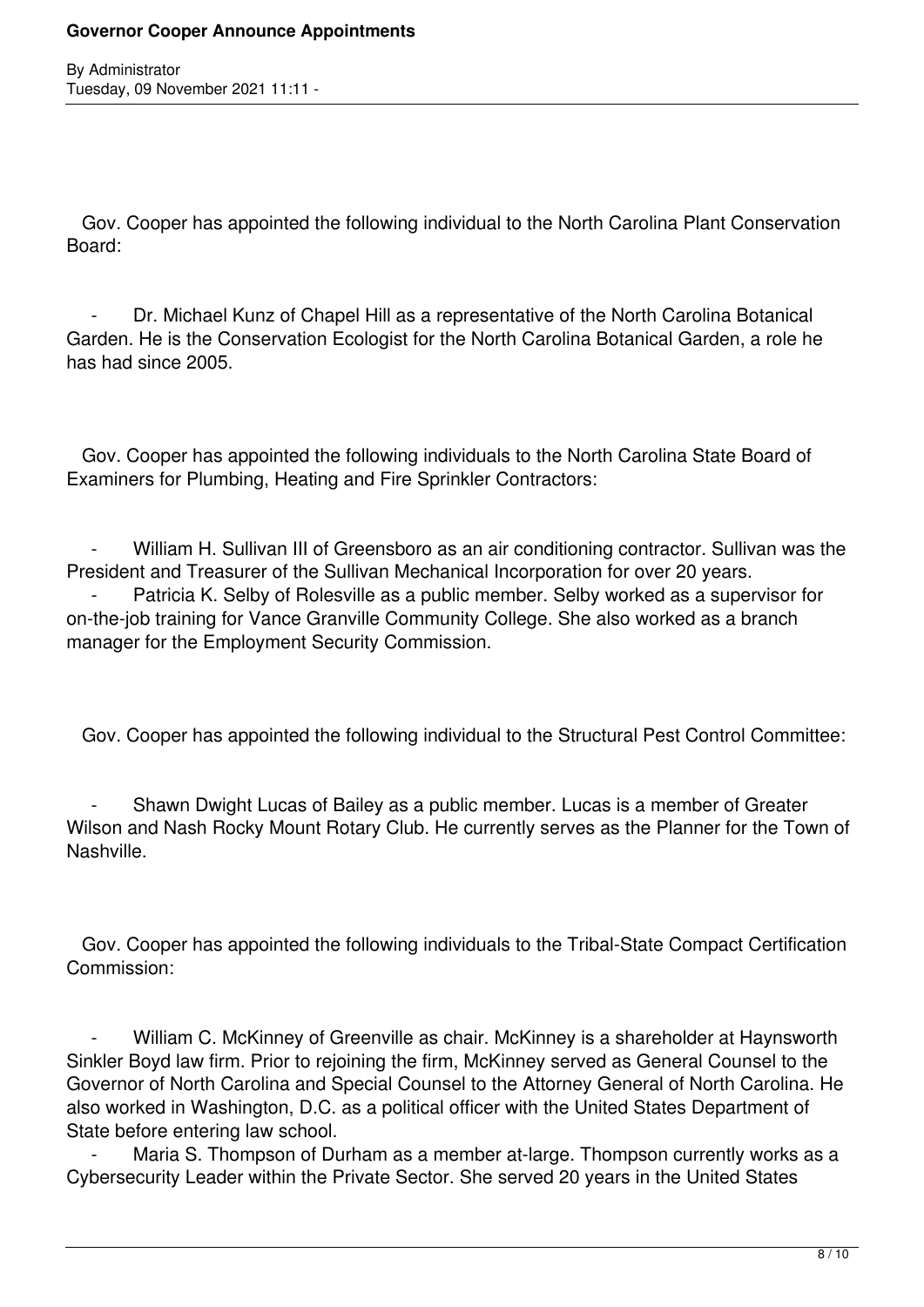Gov. Cooper has appointed the following individual to the North Carolina Plant Conservation Board:

- Dr. Michael Kunz of Chapel Hill as a representative of the North Carolina Botanical Garden. He is the Conservation Ecologist for the North Carolina Botanical Garden, a role he has had since 2005.

Gov. Cooper has appointed the following individuals to the North Carolina State Board of Examiners for Plumbing, Heating and Fire Sprinkler Contractors:

- William H. Sullivan III of Greensboro as an air conditioning contractor. Sullivan was the President and Treasurer of the Sullivan Mechanical Incorporation for over 20 years.
- Patricia K. Selby of Rolesville as a public member. Selby worked as a supervisor for on-the-job training for Vance Granville Community College. She also worked as a branch manager for the Employment Security Commission.

Gov. Cooper has appointed the following individual to the Structural Pest Control Committee:

- Shawn Dwight Lucas of Bailey as a public member. Lucas is a member of Greater Wilson and Nash Rocky Mount Rotary Club. He currently serves as the Planner for the Town of Nashville.

Gov. Cooper has appointed the following individuals to the Tribal-State Compact Certification Commission:

- William C. McKinney of Greenville as chair. McKinney is a shareholder at Haynsworth Sinkler Boyd law firm. Prior to rejoining the firm, McKinney served as General Counsel to the Governor of North Carolina and Special Counsel to the Attorney General of North Carolina. He also worked in Washington, D.C. as a political officer with the United States Department of State before entering law school.
- Maria S. Thompson of Durham as a member at-large. Thompson currently works as a Cybersecurity Leader within the Private Sector. She served 20 years in the United States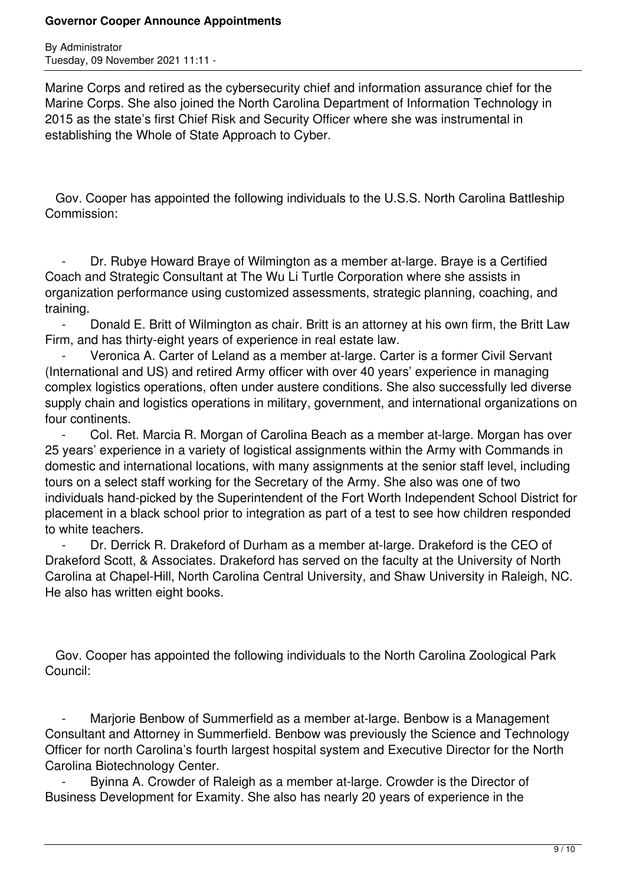Marine Corps and retired as the cybersecurity chief and information assurance chief for the Marine Corps. She also joined the North Carolina Department of Information Technology in 2015 as the state's first Chief Risk and Security Officer where she was instrumental in establishing the Whole of State Approach to Cyber.

Gov. Cooper has appointed the following individuals to the U.S.S. North Carolina Battleship Commission:

- Dr. Rubye Howard Braye of Wilmington as a member at-large. Braye is a Certified Coach and Strategic Consultant at The Wu Li Turtle Corporation where she assists in organization performance using customized assessments, strategic planning, coaching, and training.
- Donald E. Britt of Wilmington as chair. Britt is an attorney at his own firm, the Britt Law Firm, and has thirty-eight years of experience in real estate law.
- Veronica A. Carter of Leland as a member at-large. Carter is a former Civil Servant (International and US) and retired Army officer with over 40 years' experience in managing complex logistics operations, often under austere conditions. She also successfully led diverse supply chain and logistics operations in military, government, and international organizations on four continents.
- Col. Ret. Marcia R. Morgan of Carolina Beach as a member at-large. Morgan has over 25 years' experience in a variety of logistical assignments within the Army with Commands in domestic and international locations, with many assignments at the senior staff level, including tours on a select staff working for the Secretary of the Army. She also was one of two individuals hand-picked by the Superintendent of the Fort Worth Independent School District for placement in a black school prior to integration as part of a test to see how children responded to white teachers.
- Dr. Derrick R. Drakeford of Durham as a member at-large. Drakeford is the CEO of Drakeford Scott, & Associates. Drakeford has served on the faculty at the University of North Carolina at Chapel-Hill, North Carolina Central University, and Shaw University in Raleigh, NC. He also has written eight books.

Gov. Cooper has appointed the following individuals to the North Carolina Zoological Park Council:

- Marjorie Benbow of Summerfield as a member at-large. Benbow is a Management Consultant and Attorney in Summerfield. Benbow was previously the Science and Technology Officer for north Carolina's fourth largest hospital system and Executive Director for the North Carolina Biotechnology Center.
- Byinna A. Crowder of Raleigh as a member at-large. Crowder is the Director of Business Development for Examity. She also has nearly 20 years of experience in the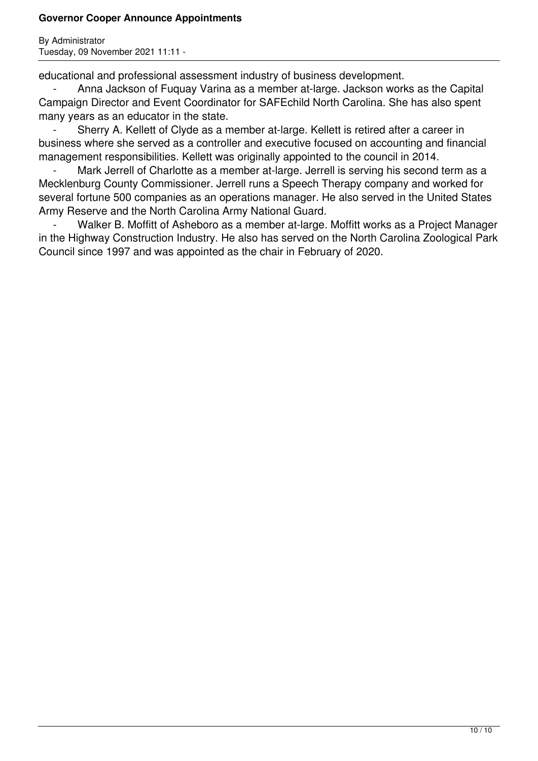educational and professional assessment industry of business development.

- Anna Jackson of Fuquay Varina as a member at-large. Jackson works as the Capital Campaign Director and Event Coordinator for SAFEchild North Carolina. She has also spent many years as an educator in the state.
- Sherry A. Kellett of Clyde as a member at-large. Kellett is retired after a career in business where she served as a controller and executive focused on accounting and financial management responsibilities. Kellett was originally appointed to the council in 2014.
- Mark Jerrell of Charlotte as a member at-large. Jerrell is serving his second term as a Mecklenburg County Commissioner. Jerrell runs a Speech Therapy company and worked for several fortune 500 companies as an operations manager. He also served in the United States Army Reserve and the North Carolina Army National Guard.
- Walker B. Moffitt of Asheboro as a member at-large. Moffitt works as a Project Manager in the Highway Construction Industry. He also has served on the North Carolina Zoological Park Council since 1997 and was appointed as the chair in February of 2020.